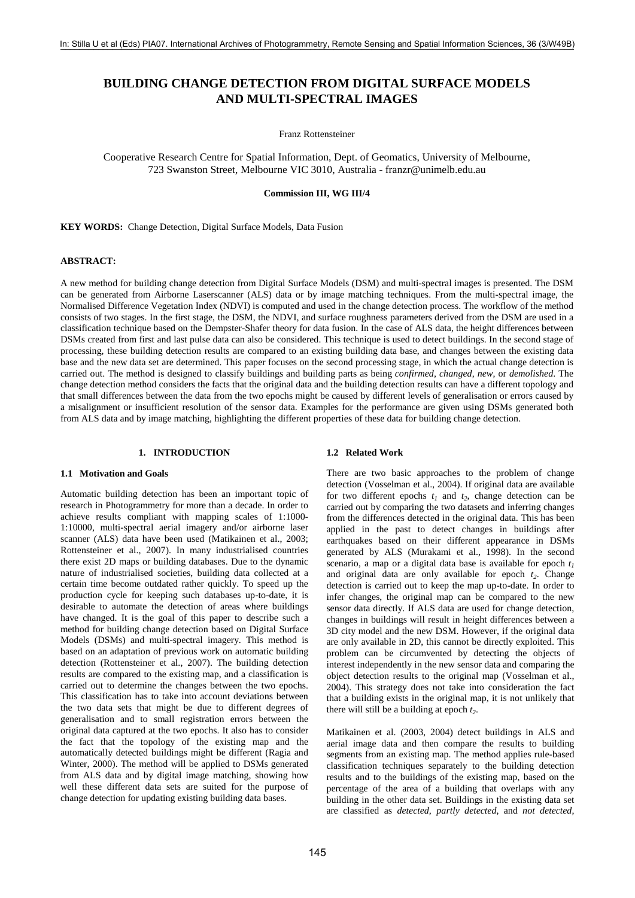# BUILDING CHANGE DETECTION FROM DIGITAL SURFACE MODELS AND MULTI-SPECTRAL IMAGES

Franz Rottensteiner

Cooperative Research Centre for Spatial Information, Dept. of Geomatics, University of Melbourne, 723 Swanston Street, Melbourne VIC 3010, Australia - franzr@unimelb.edu.au

**Commission III, WG III/4**

**KEY WORDS:** Change Detection, Digital Surface Models, Data Fusion

**ABSTRACT:**

A new method for building change detection from Digital Surface Models (DSM) and multi-spectral images is presented. The DSM can be generated from Airborne Laserscanner (ALS) data or by image matching techniques. From the multi-spectral image, the Normalised Difference Vegetation Index (NDVI) is computed and used in the change detection process. The workflow of the method consists of two stages. In the first stage, the DSM, the NDVI, and surface roughness parameters derived from the DSM are used in a classification technique based on the Dempster-Shafer theory for data fusion. In the case of ALS data, the height differences between DSMs created from first and last pulse data can also be considered. This technique is used to detect buildings. In the second stage of processing, these building detection results are compared to an existing building data base, and changes between the existing data base and the new data set are determined. This paper focuses on the second processing stage, in which the actual change detection is carried out. The method is designed to classify buildings and building parts as being *confirmed*, *changed*, *new*, or *demolished*. The change detection method considers the facts that the original data and the building detection results can have a different topology and that small differences between the data from the two epochs might be caused by different levels of generalisation or errors caused by a misalignment or insufficient resolution of the sensor data. Examples for the performance are given using DSMs generated both from ALS data and by image matching, highlighting the different properties of these data for building change detection.

## 1. INTRODUCTION

### 1.1 Motivation and Goals

Automatic building detection has been an important topic of research in Photogrammetry for more than a decade. In order to achieve results compliant with mapping scales of 1:1000-1:10000, multi-spectral aerial imagery and/or airborne laser scanner (ALS) data have been used (Matikainen et al., 2003; Rottensteiner et al., 2007). In many industrialised countries there exist 2D maps or building databases. Due to the dynamic nature of industrialised societies, building data collected at a certain time become outdated rather quickly. To speed up the production cycle for keeping such databases up-to-date, it is desirable to automate the detection of areas where buildings have changed. It is the goal of this paper to describe such a method for building change detection based on Digital Surface Models (DSMs) and multi-spectral imagery. This method is based on an adaptation of previous work on automatic building detection (Rottensteiner et al., 2007). The building detection results are compared to the existing map, and a classification is carried out to determine the changes between the two epochs. This classification has to take into account deviations between the two data sets that might be due to different degrees of generalisation and to small registration errors between the original data captured at the two epochs. It also has to consider the fact that the topology of the existing map and the automatically detected buildings might be different (Ragia and Winter, 2000). The method will be applied to DSMs generated from ALS data and by digital image matching, showing how well these different data sets are suited for the purpose of change detection for updating existing building data bases.

### 1.2 Related Work

There are two basic approaches to the problem of change detection (Vosselman et al., 2004). If original data are available for two different epochs $t_1$ and $t_2$, change detection can be carried out by comparing the two datasets and inferring changes from the differences detected in the original data. This has been applied in the past to detect changes in buildings after earthquakes based on their different appearance in DSMs generated by ALS (Murakami et al., 1998). In the second scenario, a map or a digital data base is available for epoch $t_1$ and original data are only available for epoch $t_2$. Change detection is carried out to keep the map up-to-date. In order to infer changes, the original map can be compared to the new sensor data directly. If ALS data are used for change detection, changes in buildings will result in height differences between a 3D city model and the new DSM. However, if the original data are only available in 2D, this cannot be directly exploited. This problem can be circumvented by detecting the objects of interest independently in the new sensor data and comparing the object detection results to the original map (Vosselman et al., 2004). This strategy does not take into consideration the fact that a building exists in the original map, it is not unlikely that there will still be a building at epoch $t_2$.

Matikainen et al. (2003, 2004) detect buildings in ALS and aerial image data and then compare the results to building segments from an existing map. The method applies rule-based classification techniques separately to the building detection results and to the buildings of the existing map, based on the percentage of the area of a building that overlaps with any building in the other data set. Buildings in the existing data set are classified as *detected*, *partly detected*, and *not detected*,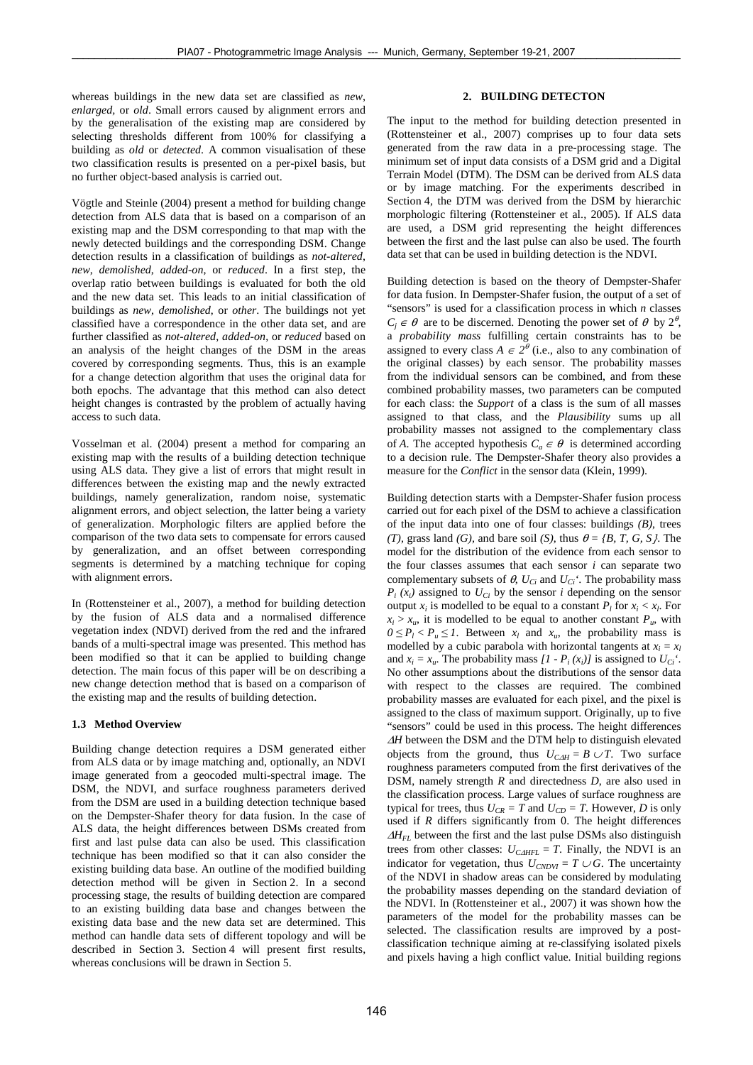whereas buildings in the new data set are classified as *new*, *enlarged*, or *old*. Small errors caused by alignment errors and by the generalisation of the existing map are considered by selecting thresholds different from 100% for classifying a building as *old* or *detected*. A common visualisation of these two classification results is presented on a per-pixel basis, but no further object-based analysis is carried out.

Vögtle and Steinle (2004) present a method for building change detection from ALS data that is based on a comparison of an existing map and the DSM corresponding to that map with the newly detected buildings and the corresponding DSM. Change detection results in a classification of buildings as *not-altered*, *new*, *demolished*, *added-on*, or *reduced*. In a first step, the overlap ratio between buildings is evaluated for both the old and the new data set. This leads to an initial classification of buildings as *new*, *demolished*, or *other*. The buildings not yet classified have a correspondence in the other data set, and are further classified as *not-altered*, *added-on*, or *reduced* based on an analysis of the height changes of the DSM in the areas covered by corresponding segments. Thus, this is an example for a change detection algorithm that uses the original data for both epochs. The advantage that this method can also detect height changes is contrasted by the problem of actually having access to such data.

Vosselman et al. (2004) present a method for comparing an existing map with the results of a building detection technique using ALS data. They give a list of errors that might result in differences between the existing map and the newly extracted buildings, namely generalization, random noise, systematic alignment errors, and object selection, the latter being a variety of generalization. Morphologic filters are applied before the comparison of the two data sets to compensate for errors caused by generalization, and an offset between corresponding segments is determined by a matching technique for coping with alignment errors.

In (Rottensteiner et al., 2007), a method for building detection by the fusion of ALS data and a normalised difference vegetation index (NDVI) derived from the red and the infrared bands of a multi-spectral image was presented. This method has been modified so that it can be applied to building change detection. The main focus of this paper will be on describing a new change detection method that is based on a comparison of the existing map and the results of building detection.

### 1.3 Method Overview

Building change detection requires a DSM generated either from ALS data or by image matching and, optionally, an NDVI image generated from a geocoded multi-spectral image. The DSM, the NDVI, and surface roughness parameters derived from the DSM are used in a building detection technique based on the Dempster-Shafer theory for data fusion. In the case of ALS data, the height differences between DSMs created from first and last pulse data can also be used. This classification technique has been modified so that it can also consider the existing building data base. An outline of the modified building detection method will be given in Section 2. In a second processing stage, the results of building detection are compared to an existing building data base and changes between the existing data base and the new data set are determined. This method can handle data sets of different topology and will be described in Section 3. Section 4 will present first results, whereas conclusions will be drawn in Section 5.

## 2. BUILDING DETECTON

The input to the method for building detection presented in (Rottensteiner et al., 2007) comprises up to four data sets generated from the raw data in a pre-processing stage. The minimum set of input data consists of a DSM grid and a Digital Terrain Model (DTM). The DSM can be derived from ALS data or by image matching. For the experiments described in Section 4, the DTM was derived from the DSM by hierarchic morphologic filtering (Rottensteiner et al., 2005). If ALS data are used, a DSM grid representing the height differences between the first and the last pulse can also be used. The fourth data set that can be used in building detection is the NDVI.

Building detection is based on the theory of Dempster-Shafer for data fusion. In Dempster-Shafer fusion, the output of a set of "sensors" is used for a classification process in which $n$ classes $C_j \in \theta$ are to be discerned. Denoting the power set of $\theta$ by $2^{\theta}$, a *probability mass* fulfilling certain constraints has to be assigned to every class $A \in 2^{\theta}$ (i.e., also to any combination of the original classes) by each sensor. The probability masses from the individual sensors can be combined, and from these combined probability masses, two parameters can be computed for each class: the *Support* of a class is the sum of all masses assigned to that class, and the *Plausibility* sums up all probability masses not assigned to the complementary class of $A$. The accepted hypothesis $C_a \in \theta$ is determined according to a decision rule. The Dempster-Shafer theory also provides a measure for the *Conflict* in the sensor data (Klein, 1999).

Building detection starts with a Dempster-Shafer fusion process carried out for each pixel of the DSM to achieve a classification of the input data into one of four classes: buildings *(B)*, trees *(T)*, grass land *(G)*, and bare soil *(S)*, thus $\theta = \{B, T, G, S\}$. The model for the distribution of the evidence from each sensor to the four classes assumes that each sensor $i$ can separate two complementary subsets of $\theta$, $U_{Ci}$ and $U_{Ci}'$. The probability mass $P_i(x_i)$ assigned to $U_{Ci}$ by the sensor $i$ depending on the sensor output $x_i$ is modelled to be equal to a constant $P_l$ for $x_i < x_l$. For $x_i > x_u$, it is modelled to be equal to another constant $P_u$, with $0 \leq P_l < P_u \leq 1$. Between $x_l$ and $x_u$, the probability mass is modelled by a cubic parabola with horizontal tangents at $x_i = x_l$ and $x_i = x_u$. The probability mass $[1 - P_i(x_i)]$ is assigned to $U_{Ci}'$. No other assumptions about the distributions of the sensor data with respect to the classes are required. The combined probability masses are evaluated for each pixel, and the pixel is assigned to the class of maximum support. Originally, up to five "sensors" could be used in this process. The height differences $\Delta H$ between the DSM and the DTM help to distinguish elevated objects from the ground, thus $U_{C\Delta H} = B \cup T$. Two surface roughness parameters computed from the first derivatives of the DSM, namely strength $R$ and directedness $D$, are also used in the classification process. Large values of surface roughness are typical for trees, thus $U_{CR} = T$ and $U_{CD} = T$. However, $D$ is only used if $R$ differs significantly from 0. The height differences $\Delta H_{FL}$ between the first and the last pulse DSMs also distinguish trees from other classes: $U_{C\Delta HFL} = T$. Finally, the NDVI is an indicator for vegetation, thus $U_{CNDVI} = T \cup G$. The uncertainty of the NDVI in shadow areas can be considered by modulating the probability masses depending on the standard deviation of the NDVI. In (Rottensteiner et al., 2007) it was shown how the parameters of the model for the probability masses can be selected. The classification results are improved by a post-classification technique aiming at re-classifying isolated pixels and pixels having a high conflict value. Initial building regions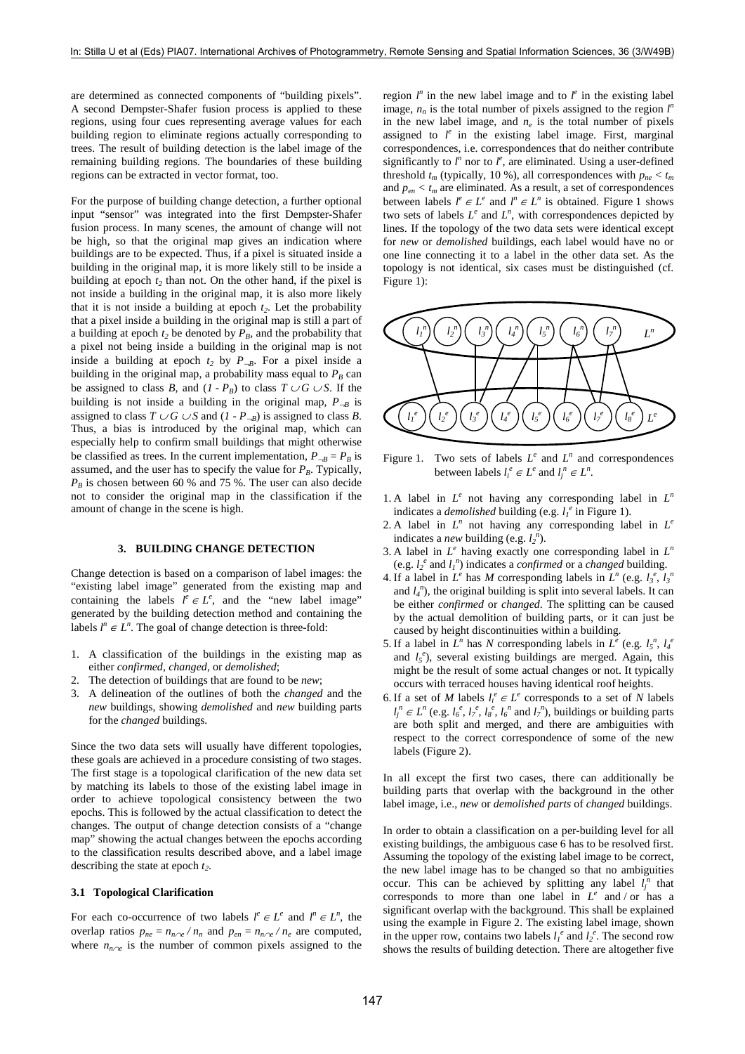are determined as connected components of "building pixels". A second Dempster-Shafer fusion process is applied to these regions, using four cues representing average values for each building region to eliminate regions actually corresponding to trees. The result of building detection is the label image of the remaining building regions. The boundaries of these building regions can be extracted in vector format, too.

For the purpose of building change detection, a further optional input "sensor" was integrated into the first Dempster-Shafer fusion process. In many scenes, the amount of change will not be high, so that the original map gives an indication where buildings are to be expected. Thus, if a pixel is situated inside a building in the original map, it is more likely still to be inside a building at epoch $t_2$ than not. On the other hand, if the pixel is not inside a building in the original map, it is also more likely that it is not inside a building at epoch $t_2$. Let the probability that a pixel inside a building in the original map is still a part of a building at epoch $t_2$ be denoted by $P_B$, and the probability that a pixel not being inside a building in the original map is not inside a building at epoch $t_2$ by $P_{\neg B}$. For a pixel inside a building in the original map, a probability mass equal to $P_B$ can be assigned to class $B$, and $(1 - P_B)$ to class $T \cup G \cup S$. If the building is not inside a building in the original map, $P_{\neg B}$ is assigned to class $T \cup G \cup S$ and $(1 - P_{\neg B})$ is assigned to class $B$. Thus, a bias is introduced by the original map, which can especially help to confirm small buildings that might otherwise be classified as trees. In the current implementation, $P_{\neg B} = P_B$ is assumed, and the user has to specify the value for $P_B$. Typically, $P_B$ is chosen between 60 % and 75 %. The user can also decide not to consider the original map in the classification if the amount of change in the scene is high.

## 3. BUILDING CHANGE DETECTION

Change detection is based on a comparison of label images: the "existing label image" generated from the existing map and containing the labels $l^e \in L^e$, and the "new label image" generated by the building detection method and containing the labels $l^n \in L^n$. The goal of change detection is three-fold:

1. A classification of the buildings in the existing map as either *confirmed*, *changed*, or *demolished*;
2. The detection of buildings that are found to be *new*;
3. A delineation of the outlines of both the *changed* and the *new* buildings, showing *demolished* and *new* building parts for the *changed* buildings.

Since the two data sets will usually have different topologies, these goals are achieved in a procedure consisting of two stages. The first stage is a topological clarification of the new data set by matching its labels to those of the existing label image in order to achieve topological consistency between the two epochs. This is followed by the actual classification to detect the changes. The output of change detection consists of a "change map" showing the actual changes between the epochs according to the classification results described above, and a label image describing the state at epoch $t_2$.

### 3.1 Topological Clarification

For each co-occurrence of two labels $l^e \in L^e$ and $l^n \in L^n$, the overlap ratios $p_{ne} = n_{n \cap e} / n_n$ and $p_{en} = n_{n \cap e} / n_e$ are computed, where $n_{n \cap e}$ is the number of common pixels assigned to the region $l^n$ in the new label image and to $l^e$ in the existing label image, $n_n$ is the total number of pixels assigned to the region $l^n$ in the new label image, and $n_e$ is the total number of pixels assigned to $l^e$ in the existing label image. First, marginal correspondences, i.e. correspondences that do neither contribute significantly to $l^n$ nor to $l^e$, are eliminated. Using a user-defined threshold $t_m$ (typically, 10 %), all correspondences with $p_{ne} < t_m$ and $p_{en} < t_m$ are eliminated. As a result, a set of correspondences between labels $l^e \in L^e$ and $l^n \in L^n$ is obtained. Figure 1 shows two sets of labels $L^e$ and $L^n$, with correspondences depicted by lines. If the topology of the two data sets were identical except for *new* or *demolished* buildings, each label would have no or one line connecting it to a label in the other data set. As the topology is not identical, six cases must be distinguished (cf. Figure 1):

Figure 1. Two sets of labels $L^e$ and $L^n$ and correspondences between labels $l_i^e \in L^e$ and $l_j^n \in L^n$.

1. A label in $L^e$ not having any corresponding label in $L^n$ indicates a *demolished* building (e.g. $l_1^e$ in Figure 1).
2. A label in $L^n$ not having any corresponding label in $L^e$ indicates a *new* building (e.g. $l_2^n$).
3. A label in $L^e$ having exactly one corresponding label in $L^n$ (e.g. $l_2^e$ and $l_1^n$) indicates a *confirmed* or a *changed* building.
4. If a label in $L^e$ has $M$ corresponding labels in $L^n$ (e.g. $l_3^e$, $l_3^n$ and $l_4^n$), the original building is split into several labels. It can be either *confirmed* or *changed*. The splitting can be caused by the actual demolition of building parts, or it can just be caused by height discontinuities within a building.
5. If a label in $L^n$ has $N$ corresponding labels in $L^e$ (e.g. $l_5^n$, $l_4^e$ and $l_5^e$), several existing buildings are merged. Again, this might be the result of some actual changes or not. It typically occurs with terraced houses having identical roof heights.
6. If a set of $M$ labels $l_i^e \in L^e$ corresponds to a set of $N$ labels $l_j^n \in L^n$ (e.g. $l_6^e$, $l_7^e$, $l_8^e$, $l_6^n$ and $l_7^n$), buildings or building parts are both split and merged, and there are ambiguities with respect to the correct correspondence of some of the new labels (Figure 2).

In all except the first two cases, there can additionally be building parts that overlap with the background in the other label image, i.e., *new* or *demolished parts* of *changed* buildings.

In order to obtain a classification on a per-building level for all existing buildings, the ambiguous case 6 has to be resolved first. Assuming the topology of the existing label image to be correct, the new label image has to be changed so that no ambiguities occur. This can be achieved by splitting any label $l_j^n$ that corresponds to more than one label in $L^e$ and / or has a significant overlap with the background. This shall be explained using the example in Figure 2. The existing label image, shown in the upper row, contains two labels $l_1^e$ and $l_2^e$. The second row shows the results of building detection. There are altogether five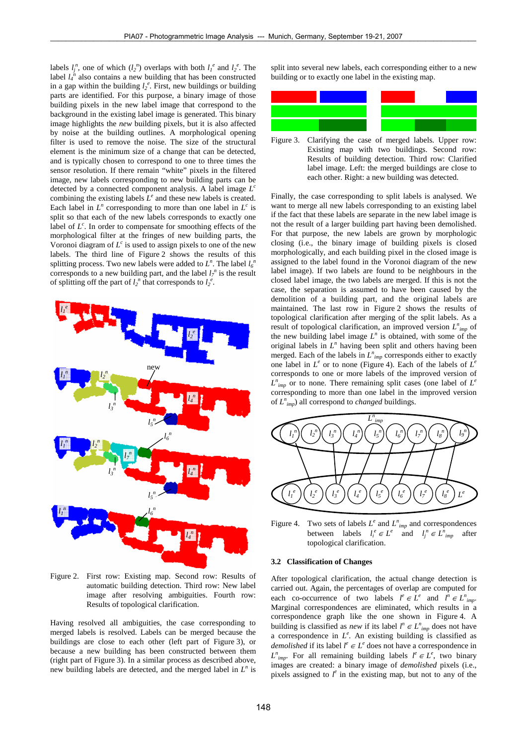labels $l_j^n$, one of which ($l_2^n$) overlaps with both $l_1^e$ and $l_2^e$. The label $l_4^n$ also contains a new building that has been constructed in a gap within the building $l_2^e$. First, new buildings or building parts are identified. For this purpose, a binary image of those building pixels in the new label image that correspond to the background in the existing label image is generated. This binary image highlights the *new* building pixels, but it is also affected by noise at the building outlines. A morphological opening filter is used to remove the noise. The size of the structural element is the minimum size of a change that can be detected, and is typically chosen to correspond to one to three times the sensor resolution. If there remain "white" pixels in the filtered image, new labels corresponding to new building parts can be detected by a connected component analysis. A label image $L^c$ combining the existing labels $L^e$ and these new labels is created. Each label in $L^n$ corresponding to more than one label in $L^c$ is split so that each of the new labels corresponds to exactly one label of $L^c$. In order to compensate for smoothing effects of the morphological filter at the fringes of new building parts, the Voronoi diagram of $L^c$ is used to assign pixels to one of the new labels. The third line of Figure 2 shows the results of this splitting process. Two new labels were added to $L^n$. The label $l_6^n$ corresponds to a new building part, and the label $l_7^n$ is the result of splitting off the part of $l_2^n$ that corresponds to $l_2^e$.

Figure 2. First row: Existing map. Second row: Results of automatic building detection. Third row: New label image after resolving ambiguities. Fourth row: Results of topological clarification.

Having resolved all ambiguities, the case corresponding to merged labels is resolved. Labels can be merged because the buildings are close to each other (left part of Figure 3), or because a new building has been constructed between them (right part of Figure 3). In a similar process as described above, new building labels are detected, and the merged label in $L^n$ is split into several new labels, each corresponding either to a new building or to exactly one label in the existing map.

Figure 3. Clarifying the case of merged labels. Upper row: Existing map with two buildings. Second row: Results of building detection. Third row: Clarified label image. Left: the merged buildings are close to each other. Right: a new building was detected.

Finally, the case corresponding to split labels is analysed. We want to merge all new labels corresponding to an existing label if the fact that these labels are separate in the new label image is not the result of a larger building part having been demolished. For that purpose, the new labels are grown by morphologic closing (i.e., the binary image of building pixels is closed morphologically, and each building pixel in the closed image is assigned to the label found in the Voronoi diagram of the new label image). If two labels are found to be neighbours in the closed label image, the two labels are merged. If this is not the case, the separation is assumed to have been caused by the demolition of a building part, and the original labels are maintained. The last row in Figure 2 shows the results of topological clarification after merging of the split labels. As a result of topological clarification, an improved version $L^n_{imp}$ of the new building label image $L^n$ is obtained, with some of the original labels in $L^n$ having been split and others having been merged. Each of the labels in $L^n_{imp}$ corresponds either to exactly one label in $L^e$ or to none (Figure 4). Each of the labels of $L^e$ corresponds to one or more labels of the improved version of $L^n_{imp}$ or to none. There remaining split cases (one label of $L^e$ corresponding to more than one label in the improved version of $L^n_{imp}$) all correspond to *changed* buildings.

Figure 4. Two sets of labels $L^e$ and $L^n_{imp}$ and correspondences between labels $l_i^e \in L^e$ and $l_j^n \in L^n_{imp}$ after topological clarification.

### 3.2 Classification of Changes

After topological clarification, the actual change detection is carried out. Again, the percentages of overlap are computed for each co-occurrence of two labels $l^e \in L^e$ and $l^n \in L^n_{imp}$. Marginal correspondences are eliminated, which results in a correspondence graph like the one shown in Figure 4. A building is classified as *new* if its label $l^n \in L^n_{imp}$ does not have a correspondence in $L^e$. An existing building is classified as *demolished* if its label $l^e \in L^e$ does not have a correspondence in $L^n_{imp}$. For all remaining building labels $l^e \in L^e$, two binary images are created: a binary image of *demolished* pixels (i.e., pixels assigned to $l^e$ in the existing map, but not to any of the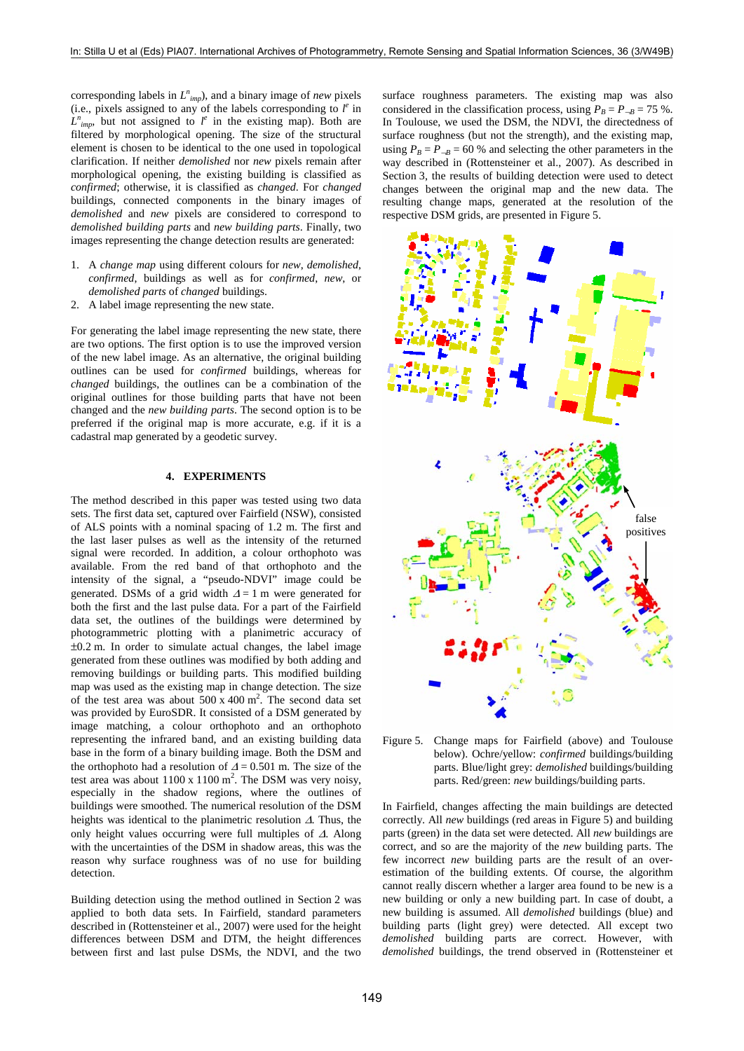corresponding labels in $L^n_{imp}$), and a binary image of *new* pixels (i.e., pixels assigned to any of the labels corresponding to $l^e$ in $L^n_{imp}$, but not assigned to $l^e$ in the existing map). Both are filtered by morphological opening. The size of the structural element is chosen to be identical to the one used in topological clarification. If neither *demolished* nor *new* pixels remain after morphological opening, the existing building is classified as *confirmed*; otherwise, it is classified as *changed*. For *changed* buildings, connected components in the binary images of *demolished* and *new* pixels are considered to correspond to *demolished building parts* and *new building parts*. Finally, two images representing the change detection results are generated:

1. A *change map* using different colours for *new*, *demolished*, *confirmed*, buildings as well as for *confirmed*, *new*, or *demolished parts* of *changed* buildings.
2. A label image representing the new state.

For generating the label image representing the new state, there are two options. The first option is to use the improved version of the new label image. As an alternative, the original building outlines can be used for *confirmed* buildings, whereas for *changed* buildings, the outlines can be a combination of the original outlines for those building parts that have not been changed and the *new building parts*. The second option is to be preferred if the original map is more accurate, e.g. if it is a cadastral map generated by a geodetic survey.

## 4. EXPERIMENTS

The method described in this paper was tested using two data sets. The first data set, captured over Fairfield (NSW), consisted of ALS points with a nominal spacing of 1.2 m. The first and the last laser pulses as well as the intensity of the returned signal were recorded. In addition, a colour orthophoto was available. From the red band of that orthophoto and the intensity of the signal, a "pseudo-NDVI" image could be generated. DSMs of a grid width $\Delta = 1$ m were generated for both the first and the last pulse data. For a part of the Fairfield data set, the outlines of the buildings were determined by photogrammetric plotting with a planimetric accuracy of ±0.2 m. In order to simulate actual changes, the label image generated from these outlines was modified by both adding and removing buildings or building parts. This modified building map was used as the existing map in change detection. The size of the test area was about 500 x 400 m$^2$. The second data set was provided by EuroSDR. It consisted of a DSM generated by image matching, a colour orthophoto and an orthophoto representing the infrared band, and an existing building data base in the form of a binary building image. Both the DSM and the orthophoto had a resolution of $\Delta = 0.501$ m. The size of the test area was about 1100 x 1100 m$^2$. The DSM was very noisy, especially in the shadow regions, where the outlines of buildings were smoothed. The numerical resolution of the DSM heights was identical to the planimetric resolution $\Delta$. Thus, the only height values occurring were full multiples of $\Delta$. Along with the uncertainties of the DSM in shadow areas, this was the reason why surface roughness was of no use for building detection.

Building detection using the method outlined in Section 2 was applied to both data sets. In Fairfield, standard parameters described in (Rottensteiner et al., 2007) were used for the height differences between DSM and DTM, the height differences between first and last pulse DSMs, the NDVI, and the two surface roughness parameters. The existing map was also considered in the classification process, using $P_B = P_{\neg B} = 75$ %. In Toulouse, we used the DSM, the NDVI, the directedness of surface roughness (but not the strength), and the existing map, using $P_B = P_{\neg B} = 60$ % and selecting the other parameters in the way described in (Rottensteiner et al., 2007). As described in Section 3, the results of building detection were used to detect changes between the original map and the new data. The resulting change maps, generated at the resolution of the respective DSM grids, are presented in Figure 5.

Figure 5. Change maps for Fairfield (above) and Toulouse below). Ochre/yellow: *confirmed* buildings/building parts. Blue/light grey: *demolished* buildings/building parts. Red/green: *new* buildings/building parts.

In Fairfield, changes affecting the main buildings are detected correctly. All *new* buildings (red areas in Figure 5) and building parts (green) in the data set were detected. All *new* buildings are correct, and so are the majority of the *new* building parts. The few incorrect *new* building parts are the result of an over-estimation of the building extents. Of course, the algorithm cannot really discern whether a larger area found to be new is a new building or only a new building part. In case of doubt, a new building is assumed. All *demolished* buildings (blue) and building parts (light grey) were detected. All except two *demolished* building parts are correct. However, with *demolished* buildings, the trend observed in (Rottensteiner et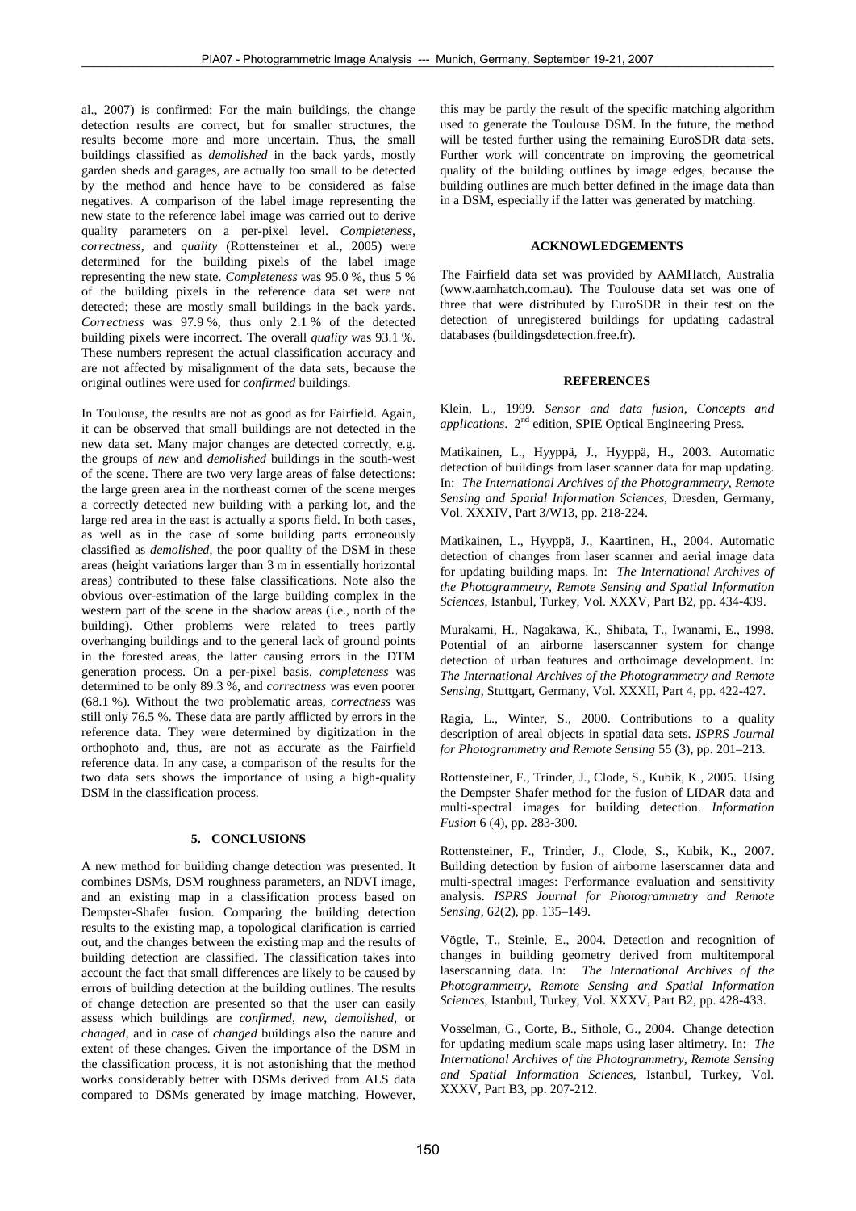al., 2007) is confirmed: For the main buildings, the change detection results are correct, but for smaller structures, the results become more and more uncertain. Thus, the small buildings classified as *demolished* in the back yards, mostly garden sheds and garages, are actually too small to be detected by the method and hence have to be considered as false negatives. A comparison of the label image representing the new state to the reference label image was carried out to derive quality parameters on a per-pixel level. *Completeness*, *correctness*, and *quality* (Rottensteiner et al., 2005) were determined for the building pixels of the label image representing the new state. *Completeness* was 95.0 %, thus 5 % of the building pixels in the reference data set were not detected; these are mostly small buildings in the back yards. *Correctness* was 97.9 %, thus only 2.1 % of the detected building pixels were incorrect. The overall *quality* was 93.1 %. These numbers represent the actual classification accuracy and are not affected by misalignment of the data sets, because the original outlines were used for *confirmed* buildings.

In Toulouse, the results are not as good as for Fairfield. Again, it can be observed that small buildings are not detected in the new data set. Many major changes are detected correctly, e.g. the groups of *new* and *demolished* buildings in the south-west of the scene. There are two very large areas of false detections: the large green area in the northeast corner of the scene merges a correctly detected new building with a parking lot, and the large red area in the east is actually a sports field. In both cases, as well as in the case of some building parts erroneously classified as *demolished*, the poor quality of the DSM in these areas (height variations larger than 3 m in essentially horizontal areas) contributed to these false classifications. Note also the obvious over-estimation of the large building complex in the western part of the scene in the shadow areas (i.e., north of the building). Other problems were related to trees partly overhanging buildings and to the general lack of ground points in the forested areas, the latter causing errors in the DTM generation process. On a per-pixel basis, *completeness* was determined to be only 89.3 %, and *correctness* was even poorer (68.1 %). Without the two problematic areas, *correctness* was still only 76.5 %. These data are partly afflicted by errors in the reference data. They were determined by digitization in the orthophoto and, thus, are not as accurate as the Fairfield reference data. In any case, a comparison of the results for the two data sets shows the importance of using a high-quality DSM in the classification process.

## 5. CONCLUSIONS

A new method for building change detection was presented. It combines DSMs, DSM roughness parameters, an NDVI image, and an existing map in a classification process based on Dempster-Shafer fusion. Comparing the building detection results to the existing map, a topological clarification is carried out, and the changes between the existing map and the results of building detection are classified. The classification takes into account the fact that small differences are likely to be caused by errors of building detection at the building outlines. The results of change detection are presented so that the user can easily assess which buildings are *confirmed*, *new*, *demolished*, or *changed*, and in case of *changed* buildings also the nature and extent of these changes. Given the importance of the DSM in the classification process, it is not astonishing that the method works considerably better with DSMs derived from ALS data compared to DSMs generated by image matching. However, this may be partly the result of the specific matching algorithm used to generate the Toulouse DSM. In the future, the method will be tested further using the remaining EuroSDR data sets. Further work will concentrate on improving the geometrical quality of the building outlines by image edges, because the building outlines are much better defined in the image data than in a DSM, especially if the latter was generated by matching.

## ACKNOWLEDGEMENTS

The Fairfield data set was provided by AAMHatch, Australia (www.aamhatch.com.au). The Toulouse data set was one of three that were distributed by EuroSDR in their test on the detection of unregistered buildings for updating cadastral databases (buildingsdetection.free.fr).

## REFERENCES

Klein, L., 1999. *Sensor and data fusion, Concepts and applications*. 2nd edition, SPIE Optical Engineering Press.

Matikainen, L., Hyyppä, J., Hyyppä, H., 2003. Automatic detection of buildings from laser scanner data for map updating. In: *The International Archives of the Photogrammetry, Remote Sensing and Spatial Information Sciences*, Dresden, Germany, Vol. XXXIV, Part 3/W13, pp. 218-224.

Matikainen, L., Hyyppä, J., Kaartinen, H., 2004. Automatic detection of changes from laser scanner and aerial image data for updating building maps. In: *The International Archives of the Photogrammetry, Remote Sensing and Spatial Information Sciences*, Istanbul, Turkey, Vol. XXXV, Part B2, pp. 434-439.

Murakami, H., Nagakawa, K., Shibata, T., Iwanami, E., 1998. Potential of an airborne laserscanner system for change detection of urban features and orthoimage development. In: *The International Archives of the Photogrammetry and Remote Sensing*, Stuttgart, Germany, Vol. XXXII, Part 4, pp. 422-427.

Ragia, L., Winter, S., 2000. Contributions to a quality description of areal objects in spatial data sets. *ISPRS Journal for Photogrammetry and Remote Sensing* 55 (3), pp. 201–213.

Rottensteiner, F., Trinder, J., Clode, S., Kubik, K., 2005. Using the Dempster Shafer method for the fusion of LIDAR data and multi-spectral images for building detection. *Information Fusion* 6 (4), pp. 283-300.

Rottensteiner, F., Trinder, J., Clode, S., Kubik, K., 2007. Building detection by fusion of airborne laserscanner data and multi-spectral images: Performance evaluation and sensitivity analysis. *ISPRS Journal for Photogrammetry and Remote Sensing*, 62(2), pp. 135–149.

Vögtle, T., Steinle, E., 2004. Detection and recognition of changes in building geometry derived from multitemporal laserscanning data. In: *The International Archives of the Photogrammetry, Remote Sensing and Spatial Information Sciences*, Istanbul, Turkey, Vol. XXXV, Part B2, pp. 428-433.

Vosselman, G., Gorte, B., Sithole, G., 2004. Change detection for updating medium scale maps using laser altimetry. In: *The International Archives of the Photogrammetry, Remote Sensing and Spatial Information Sciences*, Istanbul, Turkey, Vol. XXXV, Part B3, pp. 207-212.